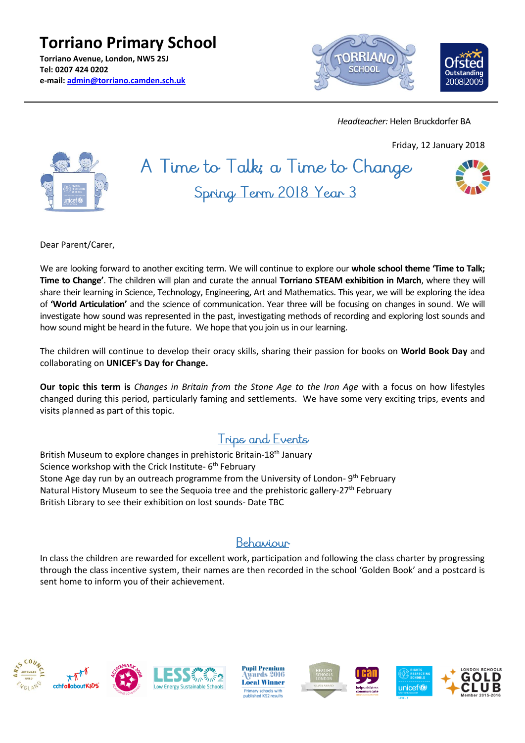# Torriano Primary School

**Torriano Avenue, London, NW5 2SJ**
**Tel: 0207 424 0202**
**e-mail: admin@torriano.camden.sch.uk**

*Headteacher:* Helen Bruckdorfer BA

Friday, 12 January 2018

## A Time to Talk; a Time to Change

### Spring Term 2018 Year 3

Dear Parent/Carer,

We are looking forward to another exciting term. We will continue to explore our **whole school theme 'Time to Talk; Time to Change'**. The children will plan and curate the annual **Torriano STEAM exhibition in March**, where they will share their learning in Science, Technology, Engineering, Art and Mathematics. This year, we will be exploring the idea of **'World Articulation'** and the science of communication. Year three will be focusing on changes in sound. We will investigate how sound was represented in the past, investigating methods of recording and exploring lost sounds and how sound might be heard in the future. We hope that you join us in our learning.

The children will continue to develop their oracy skills, sharing their passion for books on **World Book Day** and collaborating on **UNICEF's Day for Change.**

**Our topic this term is** *Changes in Britain from the Stone Age to the Iron Age* with a focus on how lifestyles changed during this period, particularly faming and settlements. We have some very exciting trips, events and visits planned as part of this topic.

## Trips and Events

British Museum to explore changes in prehistoric Britain-18th January
Science workshop with the Crick Institute- 6th February
Stone Age day run by an outreach programme from the University of London- 9th February
Natural History Museum to see the Sequoia tree and the prehistoric gallery-27th February
British Library to see their exhibition on lost sounds- Date TBC

## Behaviour

In class the children are rewarded for excellent work, participation and following the class charter by progressing through the class incentive system, their names are then recorded in the school 'Golden Book' and a postcard is sent home to inform you of their achievement.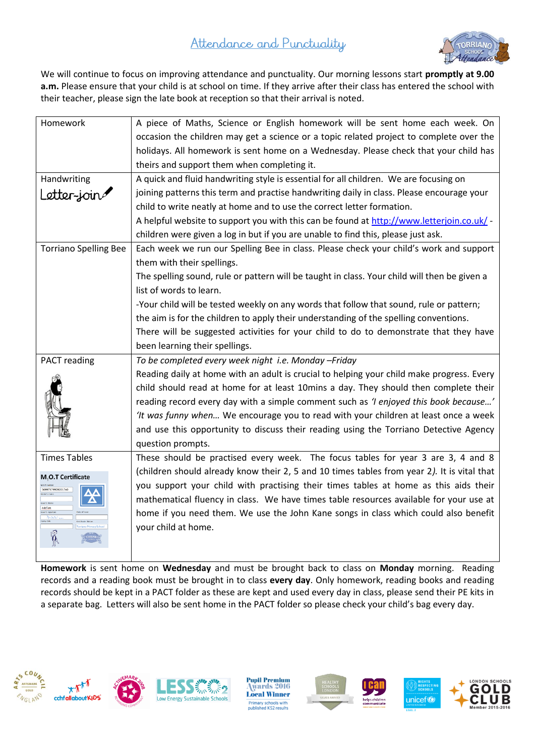# Attendance and Punctuality

We will continue to focus on improving attendance and punctuality. Our morning lessons start **promptly at 9.00 a.m.** Please ensure that your child is at school on time. If they arrive after their class has entered the school with their teacher, please sign the late book at reception so that their arrival is noted.

| | |
|---|---|
| Homework | A piece of Maths, Science or English homework will be sent home each week. On occasion the children may get a science or a topic related project to complete over the holidays. All homework is sent home on a Wednesday. Please check that your child has theirs and support them when completing it. |
| Handwriting<br>Letter-join | A quick and fluid handwriting style is essential for all children. We are focusing on joining patterns this term and practise handwriting daily in class. Please encourage your child to write neatly at home and to use the correct letter formation.<br>A helpful website to support you with this can be found at http://www.letterjoin.co.uk/ - children were given a log in but if you are unable to find this, please just ask. |
| Torriano Spelling Bee | Each week we run our Spelling Bee in class. Please check your child's work and support them with their spellings.<br>The spelling sound, rule or pattern will be taught in class. Your child will then be given a list of words to learn.<br>-Your child will be tested weekly on any words that follow that sound, rule or pattern; the aim is for the children to apply their understanding of the spelling conventions.<br>There will be suggested activities for your child to do to demonstrate that they have been learning their spellings. |
| PACT reading | *To be completed every week night i.e. Monday –Friday*<br>Reading daily at home with an adult is crucial to helping your child make progress. Every child should read at home for at least 10mins a day. They should then complete their reading record every day with a simple comment such as *'I enjoyed this book because…' 'It was funny when…'* We encourage you to read with your children at least once a week and use this opportunity to discuss their reading using the Torriano Detective Agency question prompts. |
| Times Tables | These should be practised every week. The focus tables for year 3 are 3, 4 and 8 (children should already know their 2, 5 and 10 times tables from year 2*).* It is vital that you support your child with practising their times tables at home as this aids their mathematical fluency in class. We have times table resources available for your use at home if you need them. We use the John Kane songs in class which could also benefit your child at home. |

**Homework** is sent home on **Wednesday** and must be brought back to class on **Monday** morning. Reading records and a reading book must be brought in to class **every day**. Only homework, reading books and reading records should be kept in a PACT folder as these are kept and used every day in class, please send their PE kits in a separate bag. Letters will also be sent home in the PACT folder so please check your child's bag every day.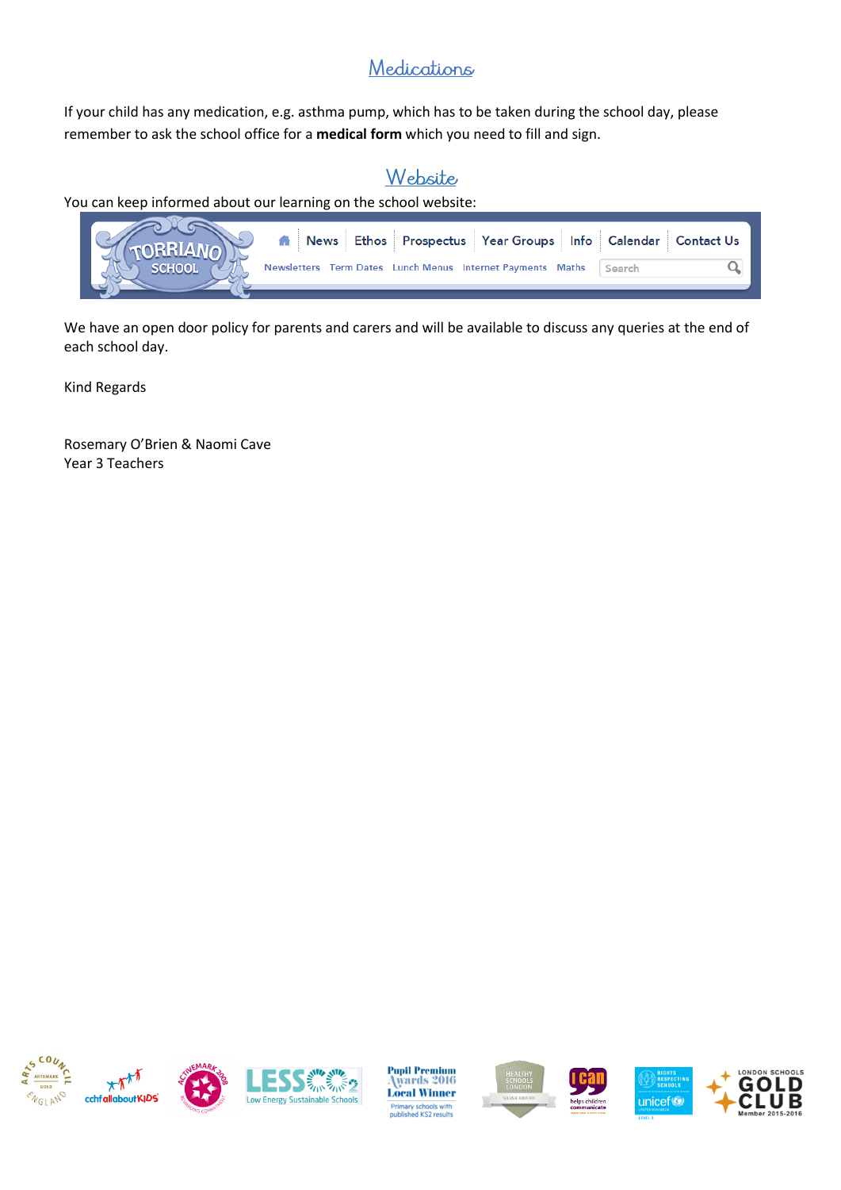## Medications

If your child has any medication, e.g. asthma pump, which has to be taken during the school day, please remember to ask the school office for a **medical form** which you need to fill and sign.

## Website

You can keep informed about our learning on the school website:

TORRIANO SCHOOL

News | Ethos | Prospectus | Year Groups | Info | Calendar | Contact Us

Newsletters | Term Dates | Lunch Menus | Internet Payments | Maths

Search

We have an open door policy for parents and carers and will be available to discuss any queries at the end of each school day.

Kind Regards

Rosemary O'Brien & Naomi Cave
Year 3 Teachers